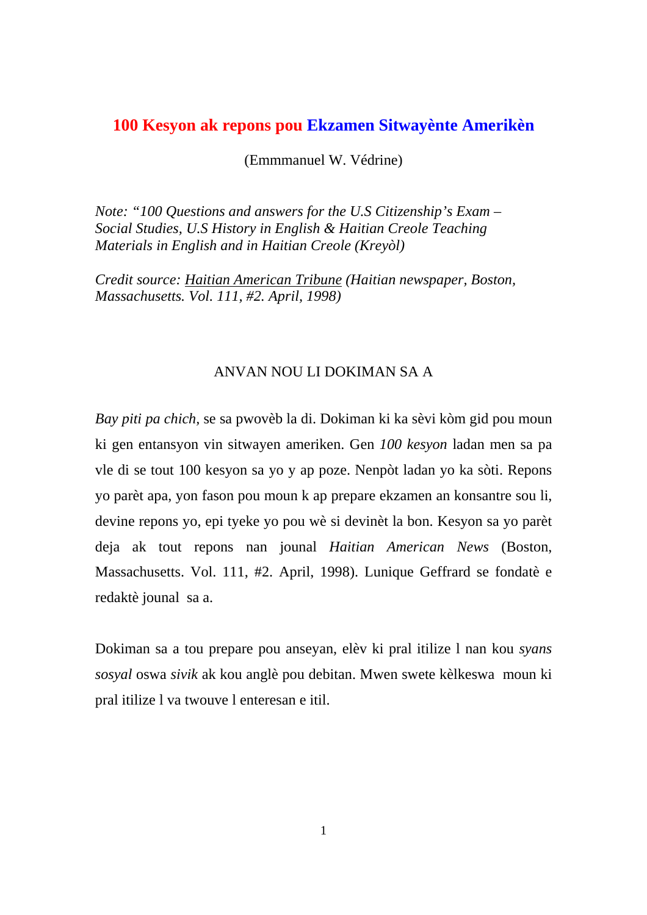# 100 Kesyon ak repons pou Ekzamen Sitwayènte Amerikèn

(Emmmanuel W. Védrine)

*Note: "100 Questions and answers for the U.S Citizenship's Exam – Social Studies, U.S History in English & Haitian Creole Teaching Materials in English and in Haitian Creole (Kreyòl)*

*Credit source: Haitian American Tribune (Haitian newspaper, Boston, Massachusetts. Vol. 111, #2. April, 1998)*

## ANVAN NOU LI DOKIMAN SA A

*Bay piti pa chich*, se sa pwovèb la di. Dokiman ki ka sèvi kòm gid pou moun ki gen entansyon vin sitwayen ameriken. Gen *100 kesyon* ladan men sa pa vle di se tout 100 kesyon sa yo y ap poze. Nenpòt ladan yo ka sòti. Repons yo parèt apa, yon fason pou moun k ap prepare ekzamen an konsantre sou li, devine repons yo, epi tyeke yo pou wè si devinèt la bon. Kesyon sa yo parèt deja ak tout repons nan jounal *Haitian American News* (Boston, Massachusetts. Vol. 111, #2. April, 1998). Lunique Geffrard se fondatè e redaktè jounal sa a.

Dokiman sa a tou prepare pou anseyan, elèv ki pral itilize l nan kou *syans sosyal* oswa *sivik* ak kou anglè pou debitan. Mwen swete kèlkeswa moun ki pral itilize l va twouve l enteresan e itil.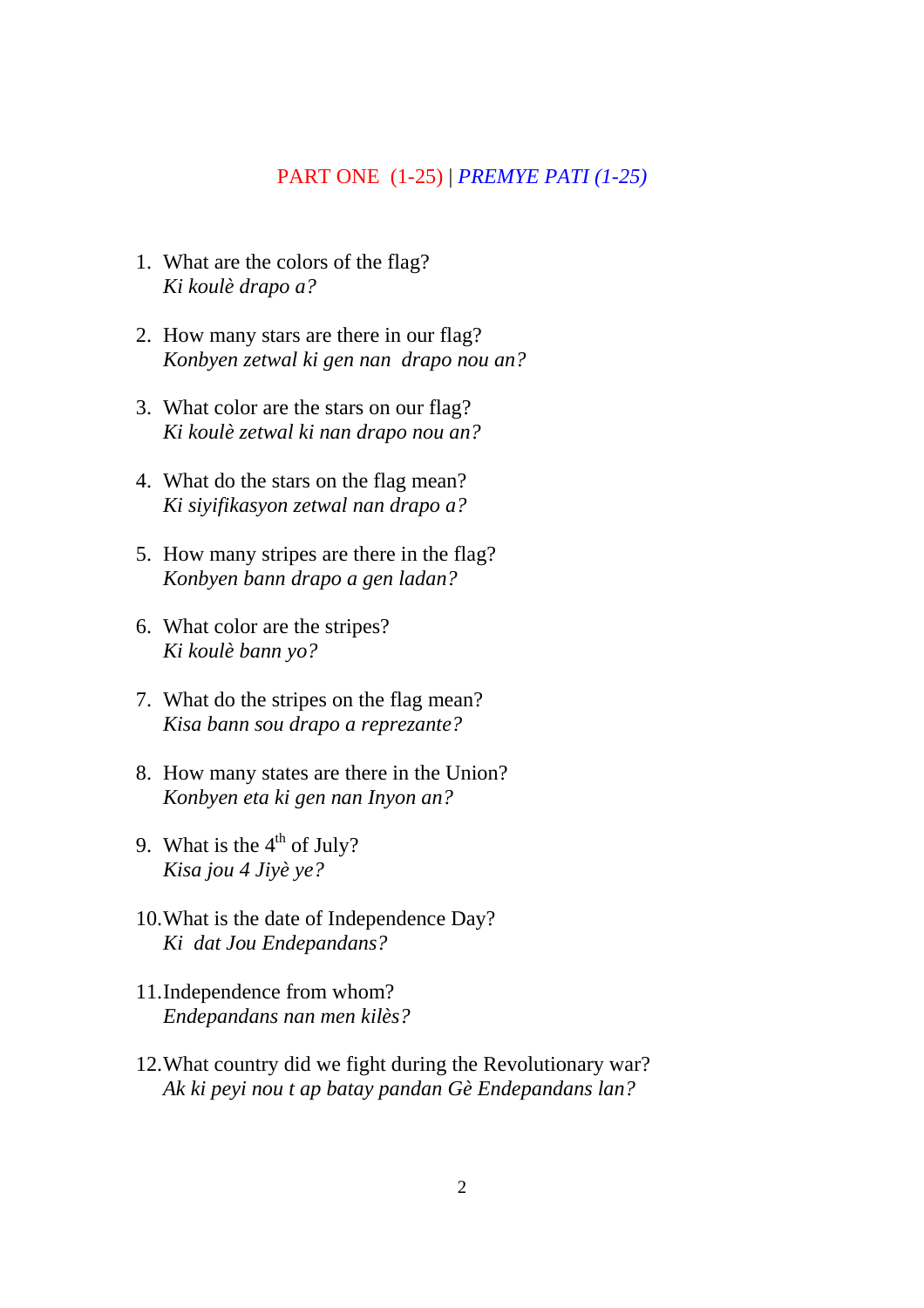## PART ONE (1-25) | *PREMYE PATI (1-25)*

1. What are the colors of the flag?
   *Ki koulè drapo a?*

2. How many stars are there in our flag?
   *Konbyen zetwal ki gen nan drapo nou an?*

3. What color are the stars on our flag?
   *Ki koulè zetwal ki nan drapo nou an?*

4. What do the stars on the flag mean?
   *Ki siyifikasyon zetwal nan drapo a?*

5. How many stripes are there in the flag?
   *Konbyen bann drapo a gen ladan?*

6. What color are the stripes?
   *Ki koulè bann yo?*

7. What do the stripes on the flag mean?
   *Kisa bann sou drapo a reprezante?*

8. How many states are there in the Union?
   *Konbyen eta ki gen nan Inyon an?*

9. What is the 4th of July?
   *Kisa jou 4 Jiyè ye?*

10. What is the date of Independence Day?
    *Ki dat Jou Endepandans?*

11. Independence from whom?
    *Endepandans nan men kilès?*

12. What country did we fight during the Revolutionary war?
    *Ak ki peyi nou t ap batay pandan Gè Endepandans lan?*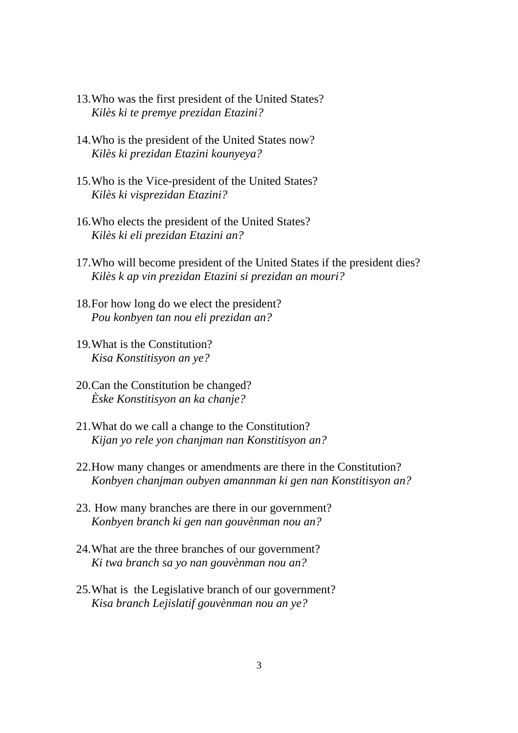13. Who was the first president of the United States?
    *Kilès ki te premye prezidan Etazini?*

14. Who is the president of the United States now?
    *Kilès ki prezidan Etazini kounyeya?*

15. Who is the Vice-president of the United States?
    *Kilès ki visprezidan Etazini?*

16. Who elects the president of the United States?
    *Kilès ki eli prezidan Etazini an?*

17. Who will become president of the United States if the president dies?
    *Kilès k ap vin prezidan Etazini si prezidan an mouri?*

18. For how long do we elect the president?
    *Pou konbyen tan nou eli prezidan an?*

19. What is the Constitution?
    *Kisa Konstitisyon an ye?*

20. Can the Constitution be changed?
    *Èske Konstitisyon an ka chanje?*

21. What do we call a change to the Constitution?
    *Kijan yo rele yon chanjman nan Konstitisyon an?*

22. How many changes or amendments are there in the Constitution?
    *Konbyen chanjman oubyen amannman ki gen nan Konstitisyon an?*

23. How many branches are there in our government?
    *Konbyen branch ki gen nan gouvènman nou an?*

24. What are the three branches of our government?
    *Ki twa branch sa yo nan gouvènman nou an?*

25. What is the Legislative branch of our government?
    *Kisa branch Lejislatif gouvènman nou an ye?*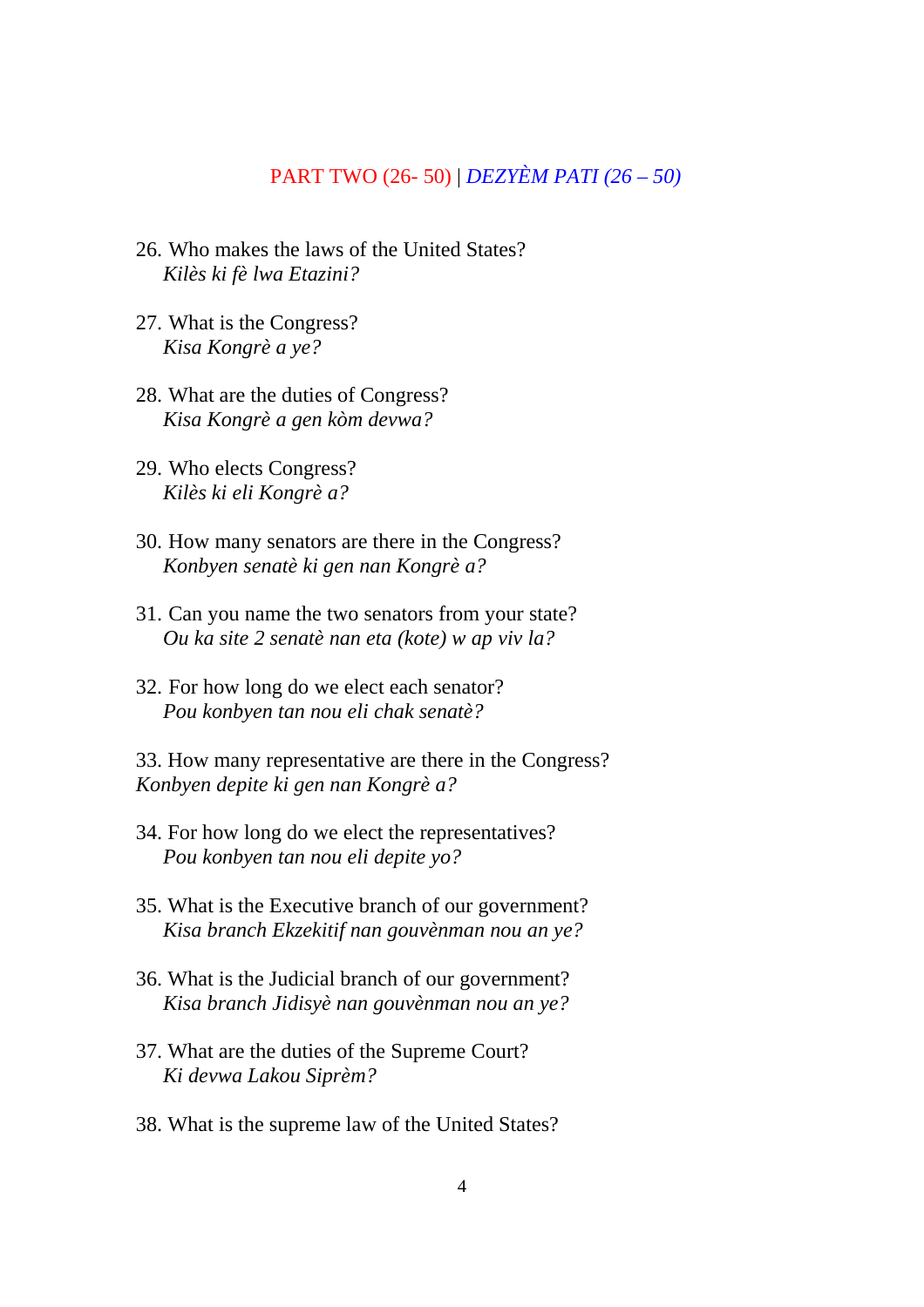## PART TWO (26- 50) | *DEZYÈM PATI (26 – 50)*

26. Who makes the laws of the United States?
    *Kilès ki fè lwa Etazini?*

27. What is the Congress?
    *Kisa Kongrè a ye?*

28. What are the duties of Congress?
    *Kisa Kongrè a gen kòm devwa?*

29. Who elects Congress?
    *Kilès ki eli Kongrè a?*

30. How many senators are there in the Congress?
    *Konbyen senatè ki gen nan Kongrè a?*

31. Can you name the two senators from your state?
    *Ou ka site 2 senatè nan eta (kote) w ap viv la?*

32. For how long do we elect each senator?
    *Pou konbyen tan nou eli chak senatè?*

33. How many representative are there in the Congress?
*Konbyen depite ki gen nan Kongrè a?*

34. For how long do we elect the representatives?
    *Pou konbyen tan nou eli depite yo?*

35. What is the Executive branch of our government?
    *Kisa branch Ekzekitif nan gouvènman nou an ye?*

36. What is the Judicial branch of our government?
    *Kisa branch Jidisyè nan gouvènman nou an ye?*

37. What are the duties of the Supreme Court?
    *Ki devwa Lakou Siprèm?*

38. What is the supreme law of the United States?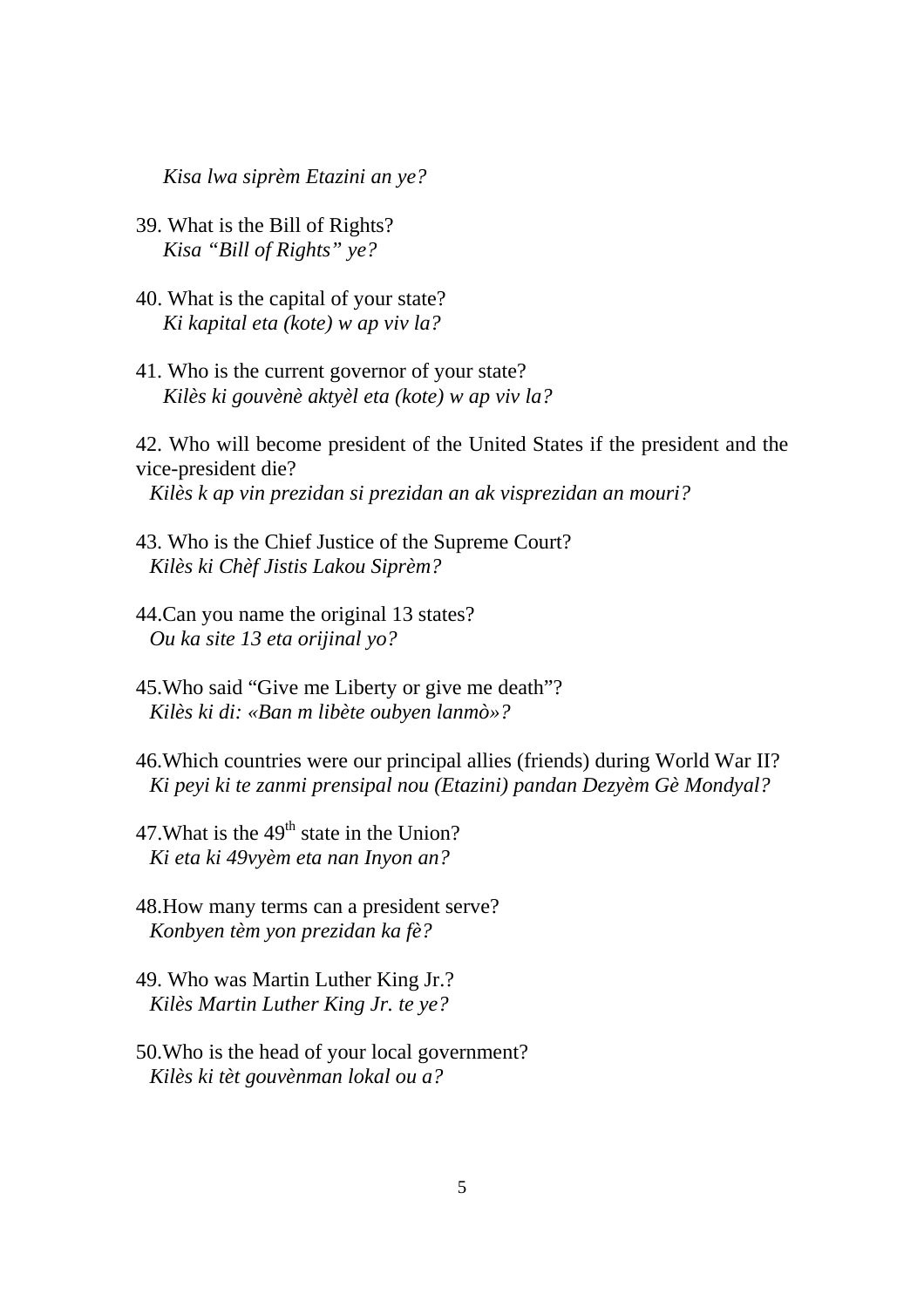*Kisa lwa siprèm Etazini an ye?*

39. What is the Bill of Rights?
    *Kisa "Bill of Rights" ye?*

40. What is the capital of your state?
    *Ki kapital eta (kote) w ap viv la?*

41. Who is the current governor of your state?
    *Kilès ki gouvènè aktyèl eta (kote) w ap viv la?*

42. Who will become president of the United States if the president and the vice-president die?
    *Kilès k ap vin prezidan si prezidan an ak visprezidan an mouri?*

43. Who is the Chief Justice of the Supreme Court?
    *Kilès ki Chèf Jistis Lakou Siprèm?*

44. Can you name the original 13 states?
    *Ou ka site 13 eta orijinal yo?*

45. Who said "Give me Liberty or give me death"?
    *Kilès ki di: «Ban m libète oubyen lanmò»?*

46. Which countries were our principal allies (friends) during World War II?
    *Ki peyi ki te zanmi prensipal nou (Etazini) pandan Dezyèm Gè Mondyal?*

47. What is the 49th state in the Union?
    *Ki eta ki 49vyèm eta nan Inyon an?*

48. How many terms can a president serve?
    *Konbyen tèm yon prezidan ka fè?*

49. Who was Martin Luther King Jr.?
    *Kilès Martin Luther King Jr. te ye?*

50. Who is the head of your local government?
    *Kilès ki tèt gouvènman lokal ou a?*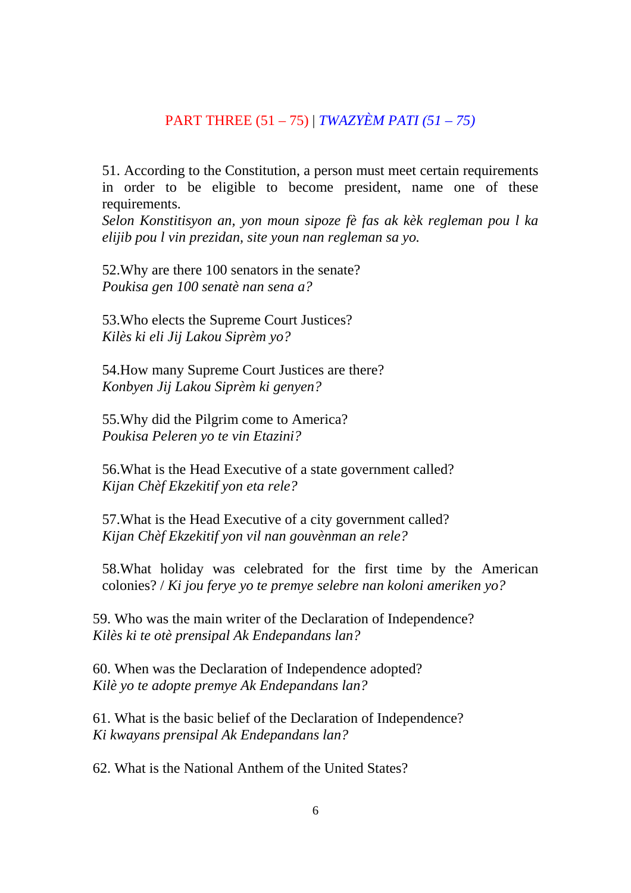## PART THREE (51 – 75) | *TWAZYÈM PATI (51 – 75)*

51. According to the Constitution, a person must meet certain requirements in order to be eligible to become president, name one of these requirements.
*Selon Konstitisyon an, yon moun sipoze fè fas ak kèk regleman pou l ka elijib pou l vin prezidan, site youn nan regleman sa yo.*

52.Why are there 100 senators in the senate?
*Poukisa gen 100 senatè nan sena a?*

53.Who elects the Supreme Court Justices?
*Kilès ki eli Jij Lakou Siprèm yo?*

54.How many Supreme Court Justices are there?
*Konbyen Jij Lakou Siprèm ki genyen?*

55.Why did the Pilgrim come to America?
*Poukisa Peleren yo te vin Etazini?*

56.What is the Head Executive of a state government called?
*Kijan Chèf Ekzekitif yon eta rele?*

57.What is the Head Executive of a city government called?
*Kijan Chèf Ekzekitif yon vil nan gouvènman an rele?*

58.What holiday was celebrated for the first time by the American colonies? / *Ki jou ferye yo te premye selebre nan koloni ameriken yo?*

59. Who was the main writer of the Declaration of Independence?
*Kilès ki te otè prensipal Ak Endepandans lan?*

60. When was the Declaration of Independence adopted?
*Kilè yo te adopte premye Ak Endepandans lan?*

61. What is the basic belief of the Declaration of Independence?
*Ki kwayans prensipal Ak Endepandans lan?*

62. What is the National Anthem of the United States?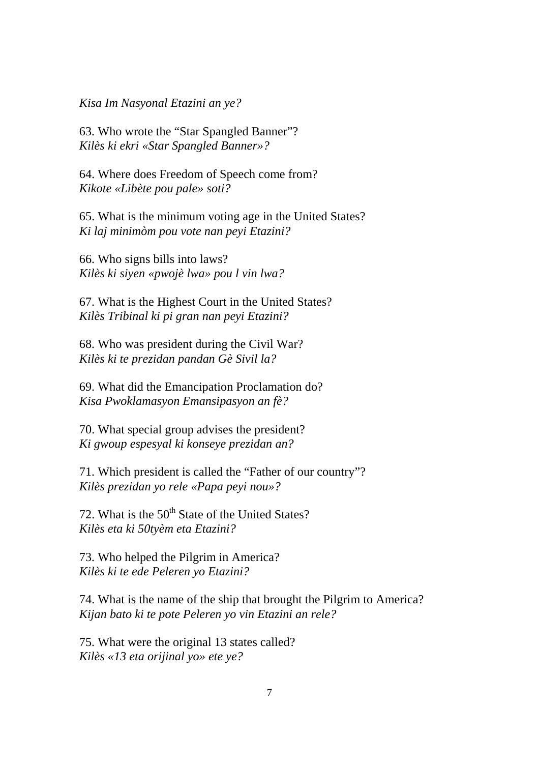*Kisa Im Nasyonal Etazini an ye?*

63. Who wrote the "Star Spangled Banner"?
*Kilès ki ekri «Star Spangled Banner»?*

64. Where does Freedom of Speech come from?
*Kikote «Libète pou pale» soti?*

65. What is the minimum voting age in the United States?
*Ki laj minimòm pou vote nan peyi Etazini?*

66. Who signs bills into laws?
*Kilès ki siyen «pwojè lwa» pou l vin lwa?*

67. What is the Highest Court in the United States?
*Kilès Tribinal ki pi gran nan peyi Etazini?*

68. Who was president during the Civil War?
*Kilès ki te prezidan pandan Gè Sivil la?*

69. What did the Emancipation Proclamation do?
*Kisa Pwoklamasyon Emansipasyon an fè?*

70. What special group advises the president?
*Ki gwoup espesyal ki konseye prezidan an?*

71. Which president is called the "Father of our country"?
*Kilès prezidan yo rele «Papa peyi nou»?*

72. What is the 50th State of the United States?
*Kilès eta ki 50tyèm eta Etazini?*

73. Who helped the Pilgrim in America?
*Kilès ki te ede Peleren yo Etazini?*

74. What is the name of the ship that brought the Pilgrim to America?
*Kijan bato ki te pote Peleren yo vin Etazini an rele?*

75. What were the original 13 states called?
*Kilès «13 eta orijinal yo» ete ye?*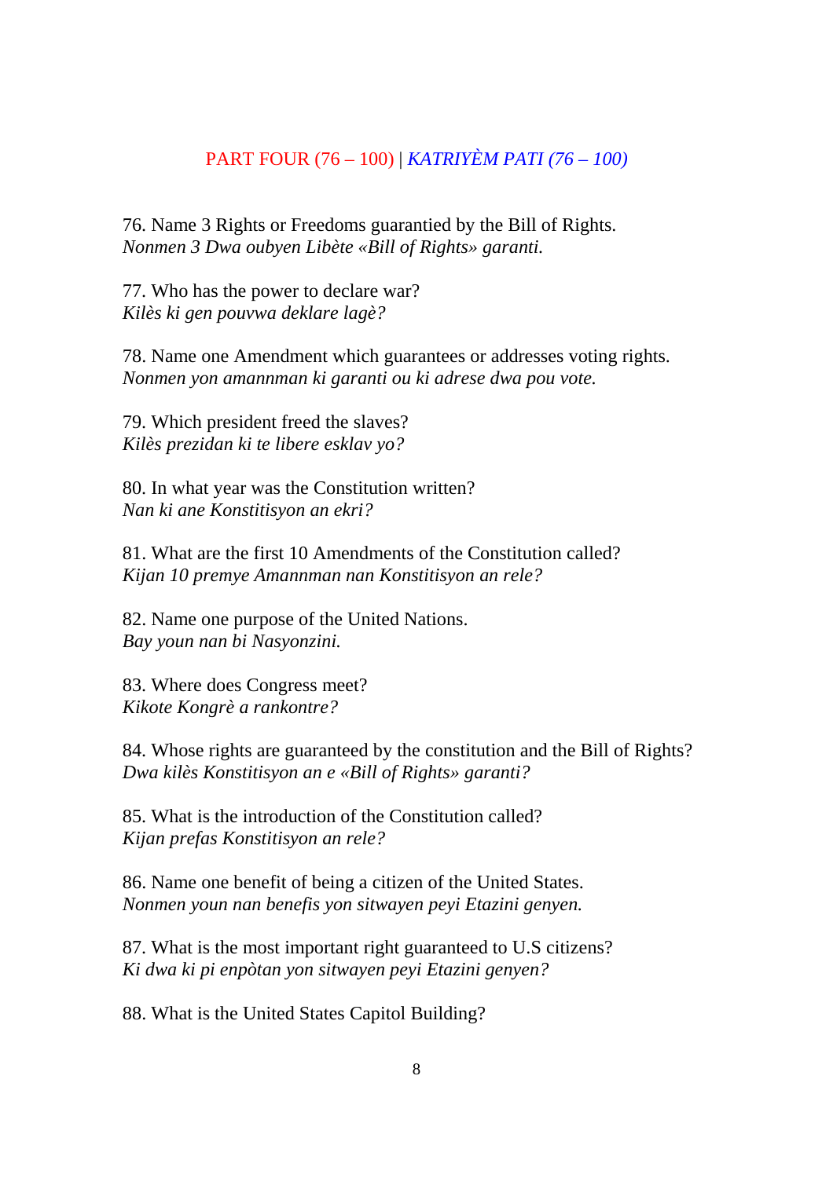## PART FOUR (76 – 100) | *KATRIYÈM PATI (76 – 100)*

76. Name 3 Rights or Freedoms guarantied by the Bill of Rights.
*Nonmen 3 Dwa oubyen Libète «Bill of Rights» garanti.*

77. Who has the power to declare war?
*Kilès ki gen pouvwa deklare lagè?*

78. Name one Amendment which guarantees or addresses voting rights.
*Nonmen yon amannman ki garanti ou ki adrese dwa pou vote.*

79. Which president freed the slaves?
*Kilès prezidan ki te libere esklav yo?*

80. In what year was the Constitution written?
*Nan ki ane Konstitisyon an ekri?*

81. What are the first 10 Amendments of the Constitution called?
*Kijan 10 premye Amannman nan Konstitisyon an rele?*

82. Name one purpose of the United Nations.
*Bay youn nan bi Nasyonzini.*

83. Where does Congress meet?
*Kikote Kongrè a rankontre?*

84. Whose rights are guaranteed by the constitution and the Bill of Rights?
*Dwa kilès Konstitisyon an e «Bill of Rights» garanti?*

85. What is the introduction of the Constitution called?
*Kijan prefas Konstitisyon an rele?*

86. Name one benefit of being a citizen of the United States.
*Nonmen youn nan benefis yon sitwayen peyi Etazini genyen.*

87. What is the most important right guaranteed to U.S citizens?
*Ki dwa ki pi enpòtan yon sitwayen peyi Etazini genyen?*

88. What is the United States Capitol Building?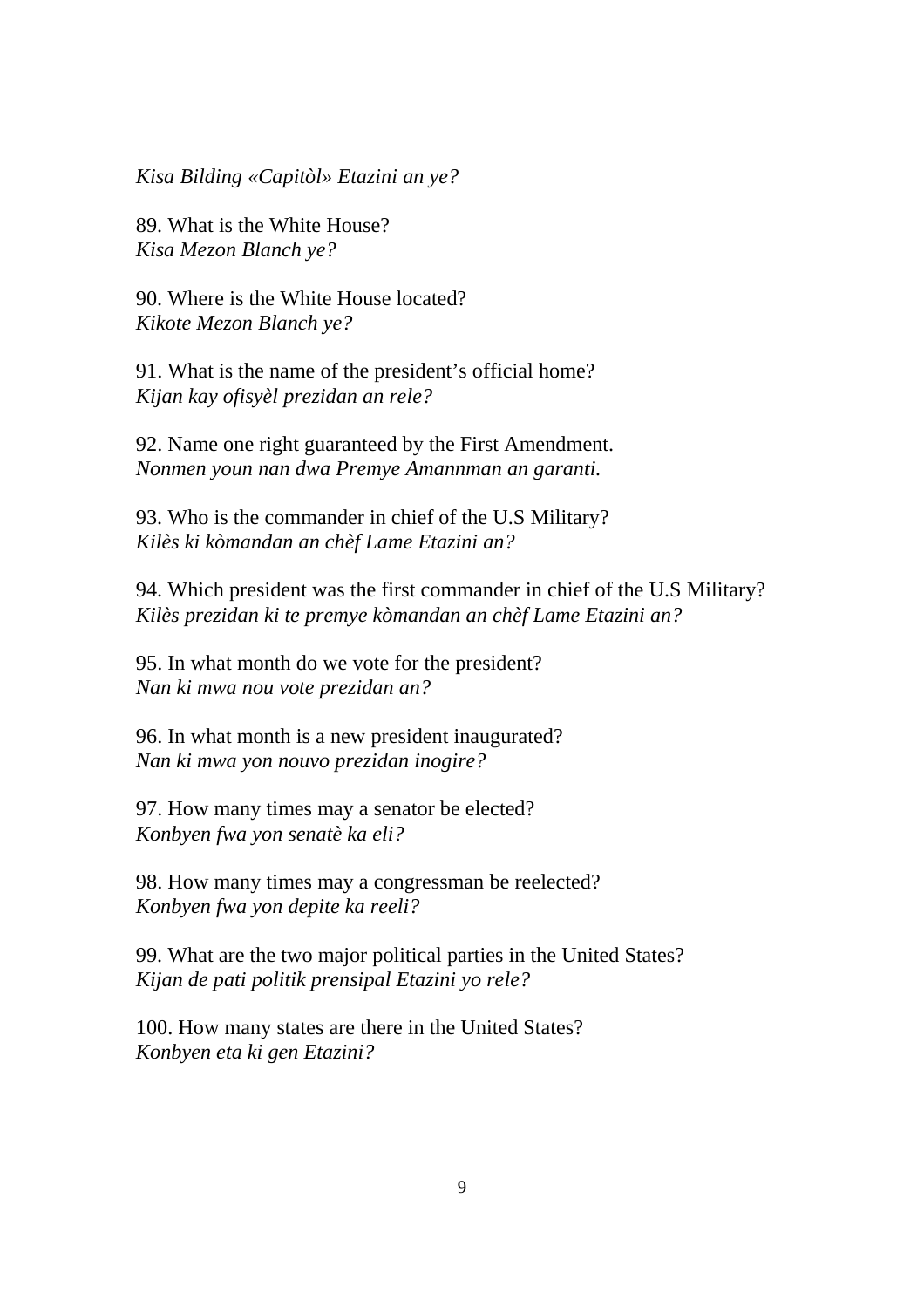*Kisa Bilding «Capitòl» Etazini an ye?*

89. What is the White House?
*Kisa Mezon Blanch ye?*

90. Where is the White House located?
*Kikote Mezon Blanch ye?*

91. What is the name of the president's official home?
*Kijan kay ofisyèl prezidan an rele?*

92. Name one right guaranteed by the First Amendment.
*Nonmen youn nan dwa Premye Amannman an garanti.*

93. Who is the commander in chief of the U.S Military?
*Kilès ki kòmandan an chèf Lame Etazini an?*

94. Which president was the first commander in chief of the U.S Military?
*Kilès prezidan ki te premye kòmandan an chèf Lame Etazini an?*

95. In what month do we vote for the president?
*Nan ki mwa nou vote prezidan an?*

96. In what month is a new president inaugurated?
*Nan ki mwa yon nouvo prezidan inogire?*

97. How many times may a senator be elected?
*Konbyen fwa yon senatè ka eli?*

98. How many times may a congressman be reelected?
*Konbyen fwa yon depite ka reeli?*

99. What are the two major political parties in the United States?
*Kijan de pati politik prensipal Etazini yo rele?*

100. How many states are there in the United States?
*Konbyen eta ki gen Etazini?*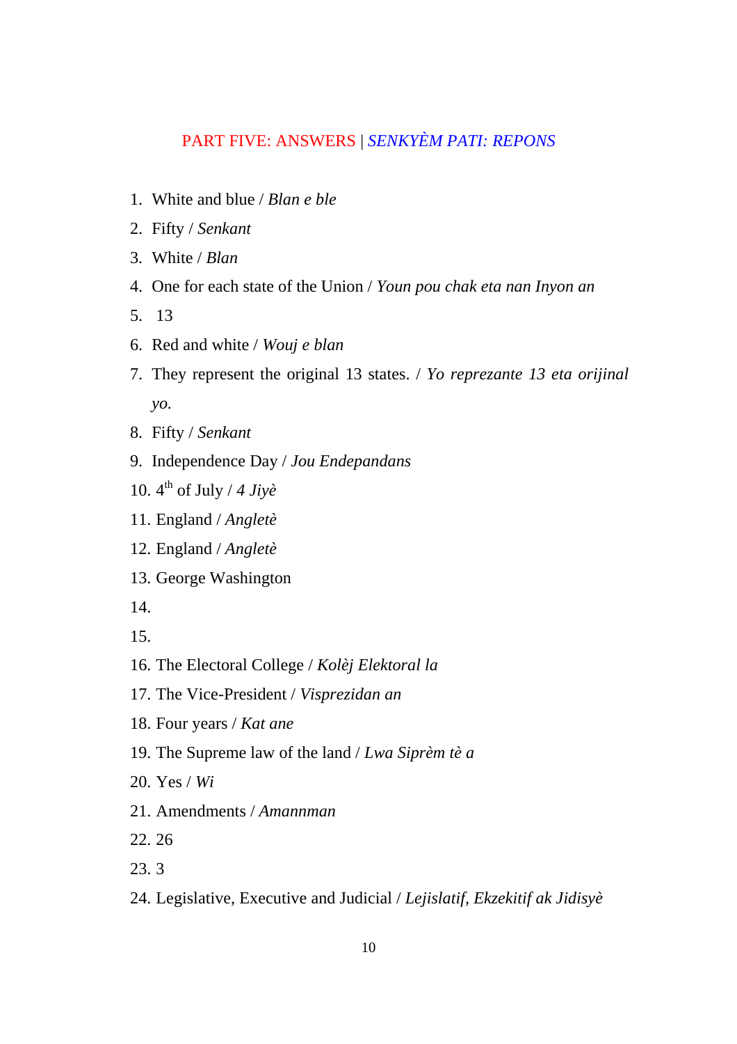## PART FIVE: ANSWERS | *SENKYÈM PATI: REPONS*

1. White and blue / *Blan e ble*
2. Fifty / *Senkant*
3. White / *Blan*
4. One for each state of the Union / *Youn pou chak eta nan Inyon an*
5. 13
6. Red and white / *Wouj e blan*
7. They represent the original 13 states. / *Yo reprezante 13 eta orijinal yo.*
8. Fifty / *Senkant*
9. Independence Day / *Jou Endepandans*
10. 4th of July / *4 Jiyè*
11. England / *Anglетè*
12. England / *Anglетè*
13. George Washington
14.
15.
16. The Electoral College / *Kolèj Elektoral la*
17. The Vice-President / *Visprezidan an*
18. Four years / *Kat ane*
19. The Supreme law of the land / *Lwa Siprèm tè a*
20. Yes / *Wi*
21. Amendments / *Amannman*
22. 26
23. 3
24. Legislative, Executive and Judicial / *Lejislatif, Ekzekitif ak Jidisyè*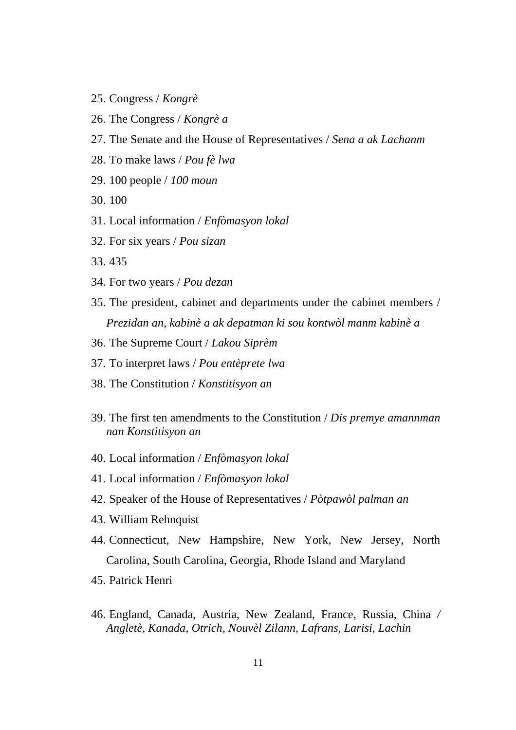25. Congress / *Kongrè*
26. The Congress / *Kongrè a*
27. The Senate and the House of Representatives / *Sena a ak Lachanm*
28. To make laws / *Pou fè lwa*
29. 100 people / *100 moun*
30. 100
31. Local information / *Enfòmasyon lokal*
32. For six years / *Pou sizan*
33. 435
34. For two years / *Pou dezan*
35. The president, cabinet and departments under the cabinet members / *Prezidan an, kabinè a ak depatman ki sou kontwòl manm kabinè a*
36. The Supreme Court / *Lakou Siprèm*
37. To interpret laws / *Pou entèprete lwa*
38. The Constitution / *Konstitisyon an*
39. The first ten amendments to the Constitution / *Dis premye amannman nan Konstitisyon an*
40. Local information / *Enfòmasyon lokal*
41. Local information / *Enfòmasyon lokal*
42. Speaker of the House of Representatives / *Pòtpawòl palman an*
43. William Rehnquist
44. Connecticut, New Hampshire, New York, New Jersey, North Carolina, South Carolina, Georgia, Rhode Island and Maryland
45. Patrick Henri
46. England, Canada, Austria, New Zealand, France, Russia, China / *Anngletè, Kanada, Otrich, Nouvèl Zilann, Lafrans, Larisi, Lachin*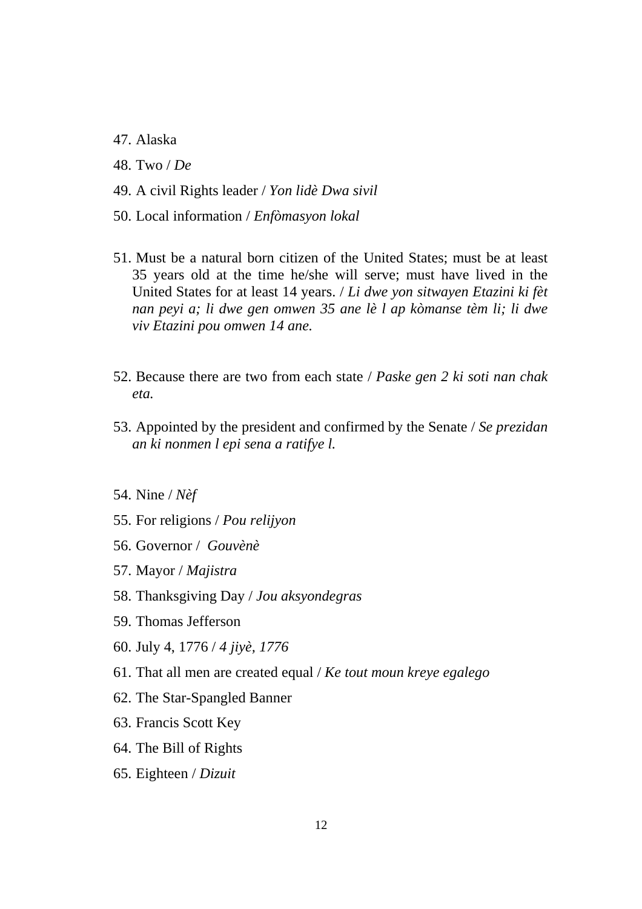47. Alaska
48. Two / *De*
49. A civil Rights leader / *Yon lidè Dwa sivil*
50. Local information / *Enfòmasyon lokal*

51. Must be a natural born citizen of the United States; must be at least 35 years old at the time he/she will serve; must have lived in the United States for at least 14 years. / *Li dwe yon sitwayen Etazini ki fèt nan peyi a; li dwe gen omwen 35 ane lè l ap kòmanse tèm li; li dwe viv Etazini pou omwen 14 ane.*

52. Because there are two from each state / *Paske gen 2 ki soti nan chak eta.*

53. Appointed by the president and confirmed by the Senate / *Se prezidan an ki nonmen l epi sena a ratifye l.*

54. Nine / *Nèf*
55. For religions / *Pou relijyon*
56. Governor / *Gouvènè*
57. Mayor / *Majistra*
58. Thanksgiving Day / *Jou aksyondegras*
59. Thomas Jefferson
60. July 4, 1776 / *4 jiyè, 1776*
61. That all men are created equal / *Ke tout moun kreye egalego*
62. The Star-Spangled Banner
63. Francis Scott Key
64. The Bill of Rights
65. Eighteen / *Dizuit*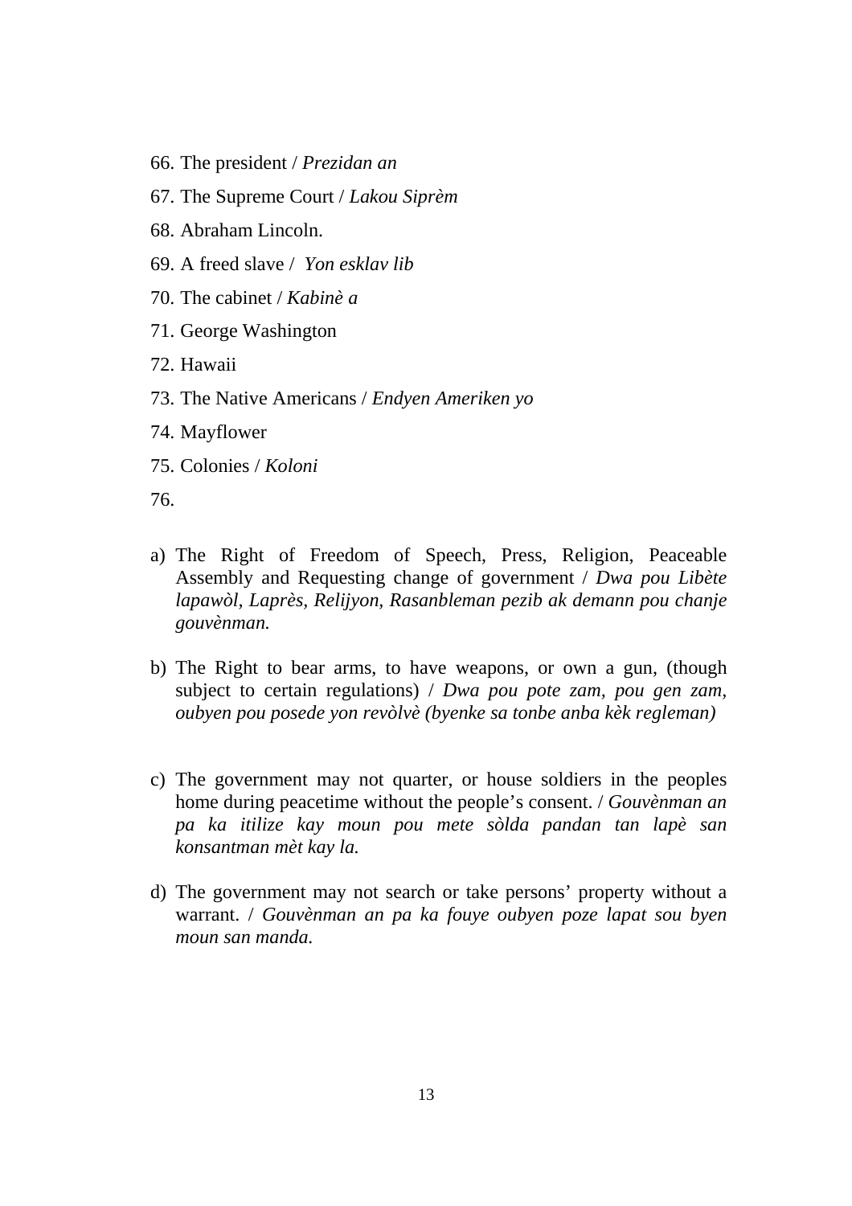66. The president / *Prezidan an*
67. The Supreme Court / *Lakou Siprèm*
68. Abraham Lincoln.
69. A freed slave / *Yon esklav lib*
70. The cabinet / *Kabinè a*
71. George Washington
72. Hawaii
73. The Native Americans / *Endyen Ameriken yo*
74. Mayflower
75. Colonies / *Koloni*
76.

a) The Right of Freedom of Speech, Press, Religion, Peaceable Assembly and Requesting change of government / *Dwa pou Libète lapawòl, Laprès, Relijyon, Rasanbleman pezib ak demann pou chanje gouvènman.*

b) The Right to bear arms, to have weapons, or own a gun, (though subject to certain regulations) / *Dwa pou pote zam, pou gen zam, oubyen pou posede yon revòlvè (byenke sa tonbe anba kèk regleman)*

c) The government may not quarter, or house soldiers in the peoples home during peacetime without the people's consent. / *Gouvènman an pa ka itilize kay moun pou mete sòlda pandan tan lapè san konsantman mèt kay la.*

d) The government may not search or take persons' property without a warrant. / *Gouvènman an pa ka fouye oubyen poze lapat sou byen moun san manda.*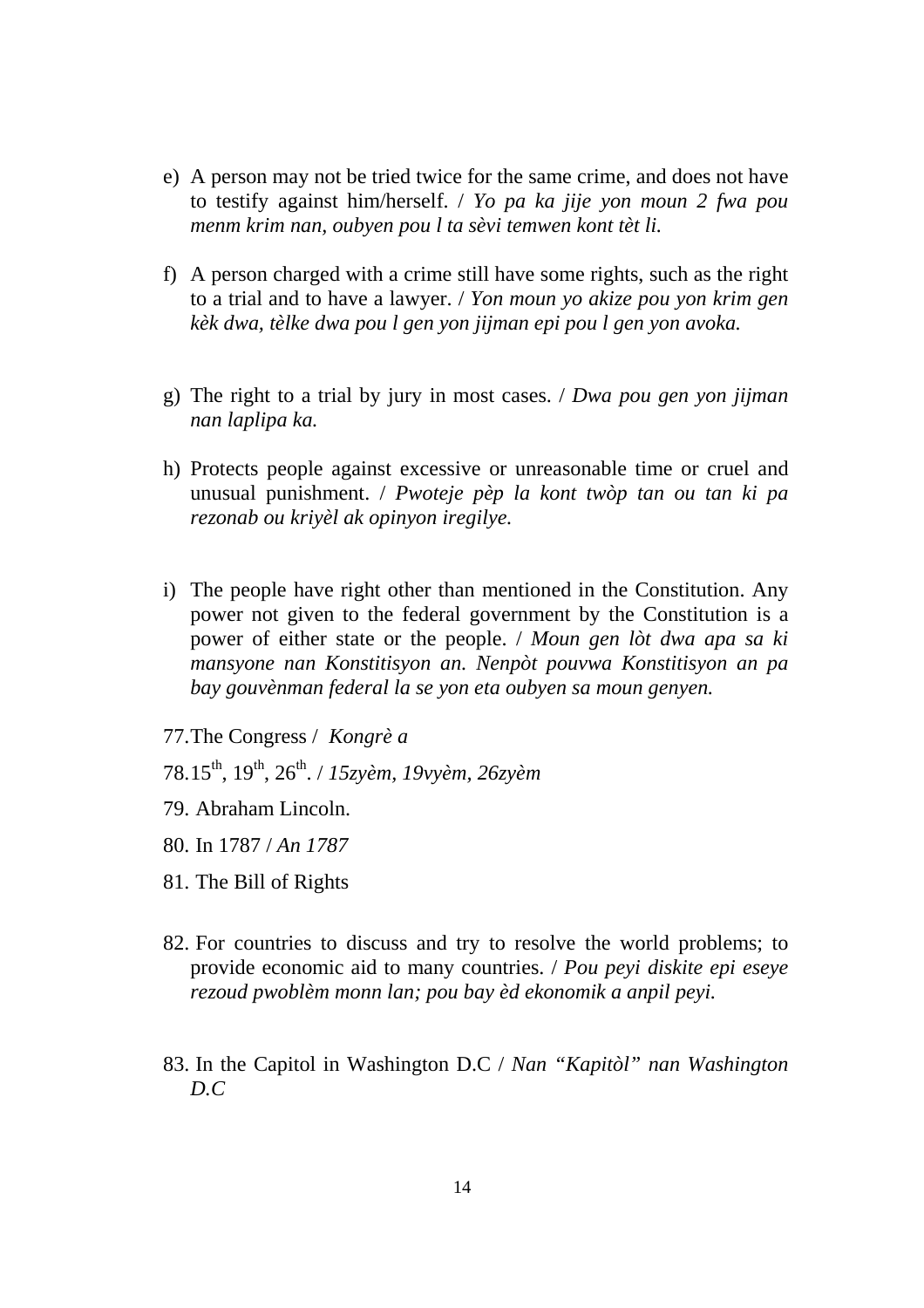e) A person may not be tried twice for the same crime, and does not have to testify against him/herself. / *Yo pa ka jije yon moun 2 fwa pou menm krim nan, oubyen pou l ta sèvi temwen kont tèt li.*

f) A person charged with a crime still have some rights, such as the right to a trial and to have a lawyer. / *Yon moun yo akize pou yon krim gen kèk dwa, tèlke dwa pou l gen yon jijman epi pou l gen yon avoka.*

g) The right to a trial by jury in most cases. / *Dwa pou gen yon jijman nan laplipa ka.*

h) Protects people against excessive or unreasonable time or cruel and unusual punishment. / *Pwoteje pèp la kont twòp tan ou tan ki pa rezonab ou kriyèl ak opinyon iregilye.*

i) The people have right other than mentioned in the Constitution. Any power not given to the federal government by the Constitution is a power of either state or the people. / *Moun gen lòt dwa apa sa ki mansyone nan Konstitisyon an. Nenpòt pouvwa Konstitisyon an pa bay gouvènman federal la se yon eta oubyen sa moun genyen.*

77. The Congress / *Kongrè a*

78. 15th, 19th, 26th. / *15zyèm, 19vyèm, 26zyèm*

79. Abraham Lincoln.

80. In 1787 / *An 1787*

81. The Bill of Rights

82. For countries to discuss and try to resolve the world problems; to provide economic aid to many countries. / *Pou peyi diskite epi eseye rezoud pwoblèm monn lan; pou bay èd ekonomik a anpil peyi.*

83. In the Capitol in Washington D.C / *Nan "Kapitòl" nan Washington D.C*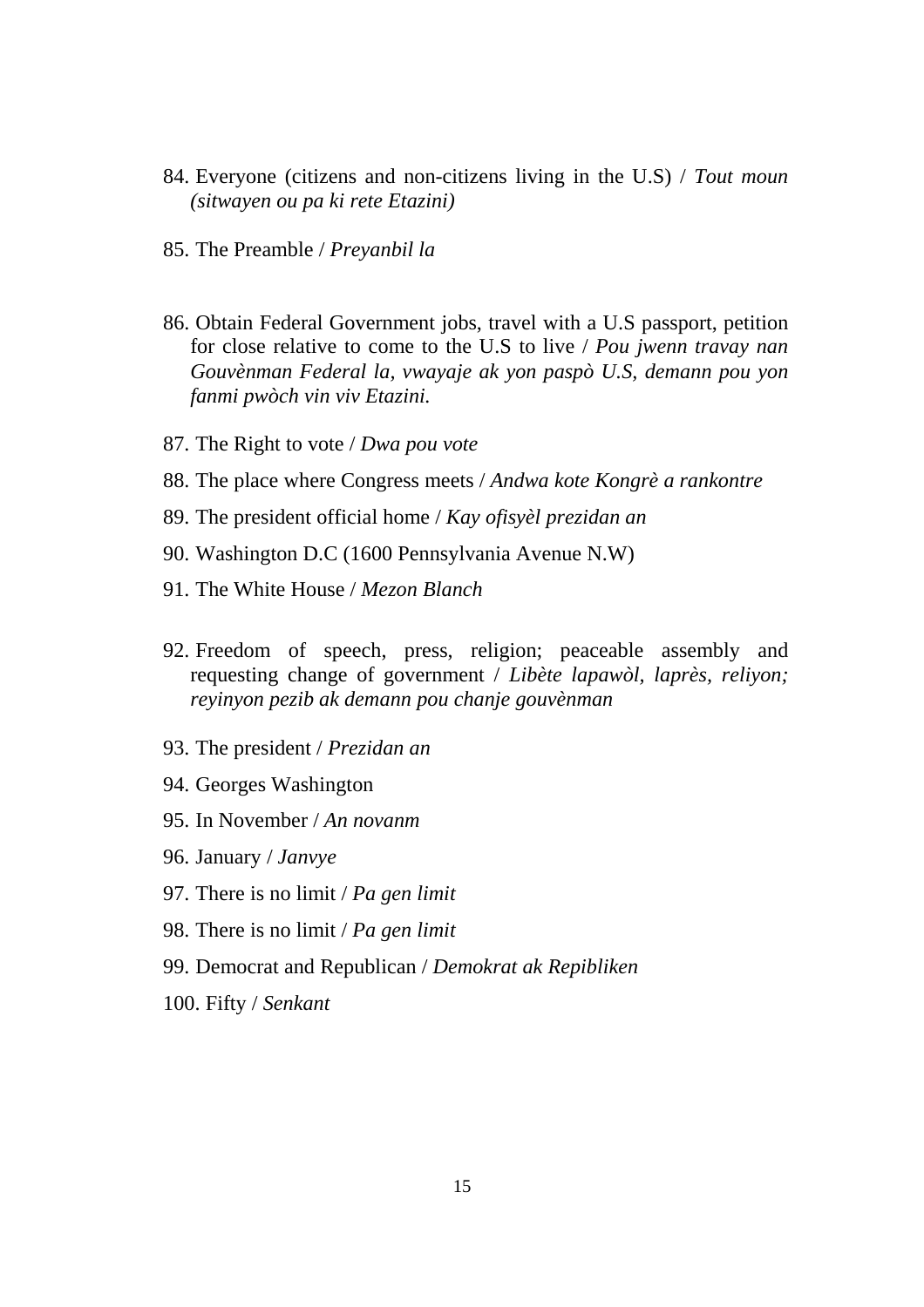84. Everyone (citizens and non-citizens living in the U.S) / *Tout moun (sitwayen ou pa ki rete Etazini)*

85. The Preamble / *Preyanbil la*

86. Obtain Federal Government jobs, travel with a U.S passport, petition for close relative to come to the U.S to live / *Pou jwenn travay nan Gouvènman Federal la, vwayaje ak yon paspò U.S, demann pou yon fanmi pwòch vin viv Etazini.*

87. The Right to vote / *Dwa pou vote*

88. The place where Congress meets / *Andwa kote Kongrè a rankontre*

89. The president official home / *Kay ofisyèl prezidan an*

90. Washington D.C (1600 Pennsylvania Avenue N.W)

91. The White House / *Mezon Blanch*

92. Freedom of speech, press, religion; peaceable assembly and requesting change of government / *Libète lapawòl, laprès, reliyon; reyinyon pezib ak demann pou chanje gouvènman*

93. The president / *Prezidan an*

94. Georges Washington

95. In November / *An novanm*

96. January / *Janvye*

97. There is no limit / *Pa gen limit*

98. There is no limit / *Pa gen limit*

99. Democrat and Republican / *Demokrat ak Repibliken*

100. Fifty / *Senkant*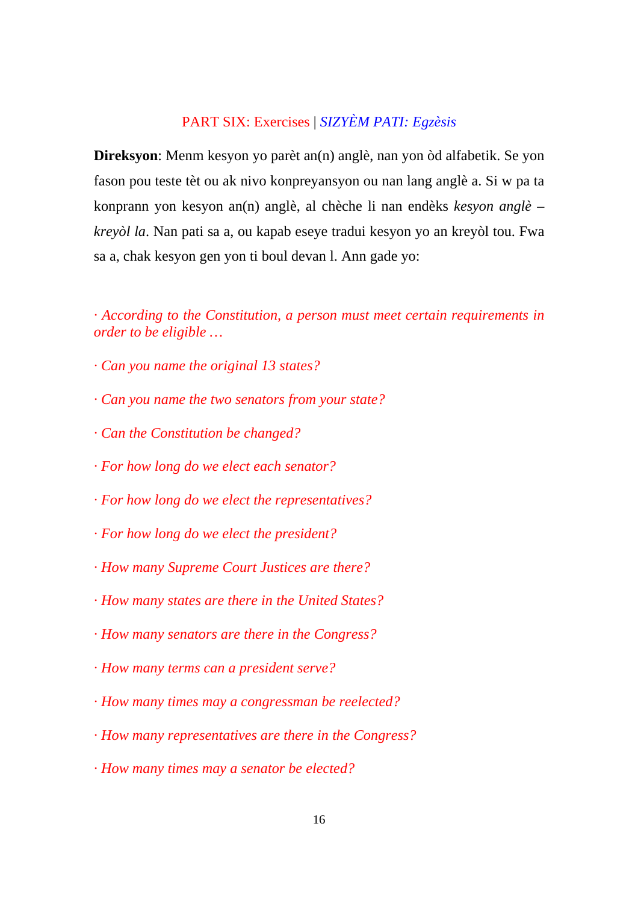## PART SIX: Exercises | *SIZYÈM PATI: Egzèsis*

**Direksyon**: Menm kesyon yo parèt an(n) anglè, nan yon òd alfabetik. Se yon fason pou teste tèt ou ak nivo konpreyansyon ou nan lang anglè a. Si w pa ta konprann yon kesyon an(n) anglè, al chèche li nan endèks *kesyon anglè – kreyòl la*. Nan pati sa a, ou kapab eseye tradui kesyon yo an kreyòl tou. Fwa sa a, chak kesyon gen yon ti boul devan l. Ann gade yo:

· *According to the Constitution, a person must meet certain requirements in order to be eligible …*

· *Can you name the original 13 states?*

· *Can you name the two senators from your state?*

· *Can the Constitution be changed?*

· *For how long do we elect each senator?*

· *For how long do we elect the representatives?*

· *For how long do we elect the president?*

· *How many Supreme Court Justices are there?*

· *How many states are there in the United States?*

· *How many senators are there in the Congress?*

· *How many terms can a president serve?*

· *How many times may a congressman be reelected?*

· *How many representatives are there in the Congress?*

· *How many times may a senator be elected?*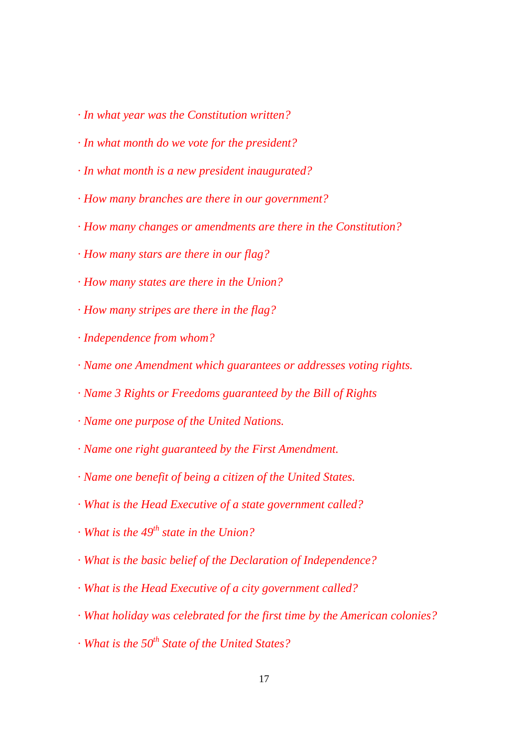- *In what year was the Constitution written?*
- *In what month do we vote for the president?*
- *In what month is a new president inaugurated?*
- *How many branches are there in our government?*
- *How many changes or amendments are there in the Constitution?*
- *How many stars are there in our flag?*
- *How many states are there in the Union?*
- *How many stripes are there in the flag?*
- *Independence from whom?*
- *Name one Amendment which guarantees or addresses voting rights.*
- *Name 3 Rights or Freedoms guaranteed by the Bill of Rights*
- *Name one purpose of the United Nations.*
- *Name one right guaranteed by the First Amendment.*
- *Name one benefit of being a citizen of the United States.*
- *What is the Head Executive of a state government called?*
- *What is the 49th state in the Union?*
- *What is the basic belief of the Declaration of Independence?*
- *What is the Head Executive of a city government called?*
- *What holiday was celebrated for the first time by the American colonies?*
- *What is the 50th State of the United States?*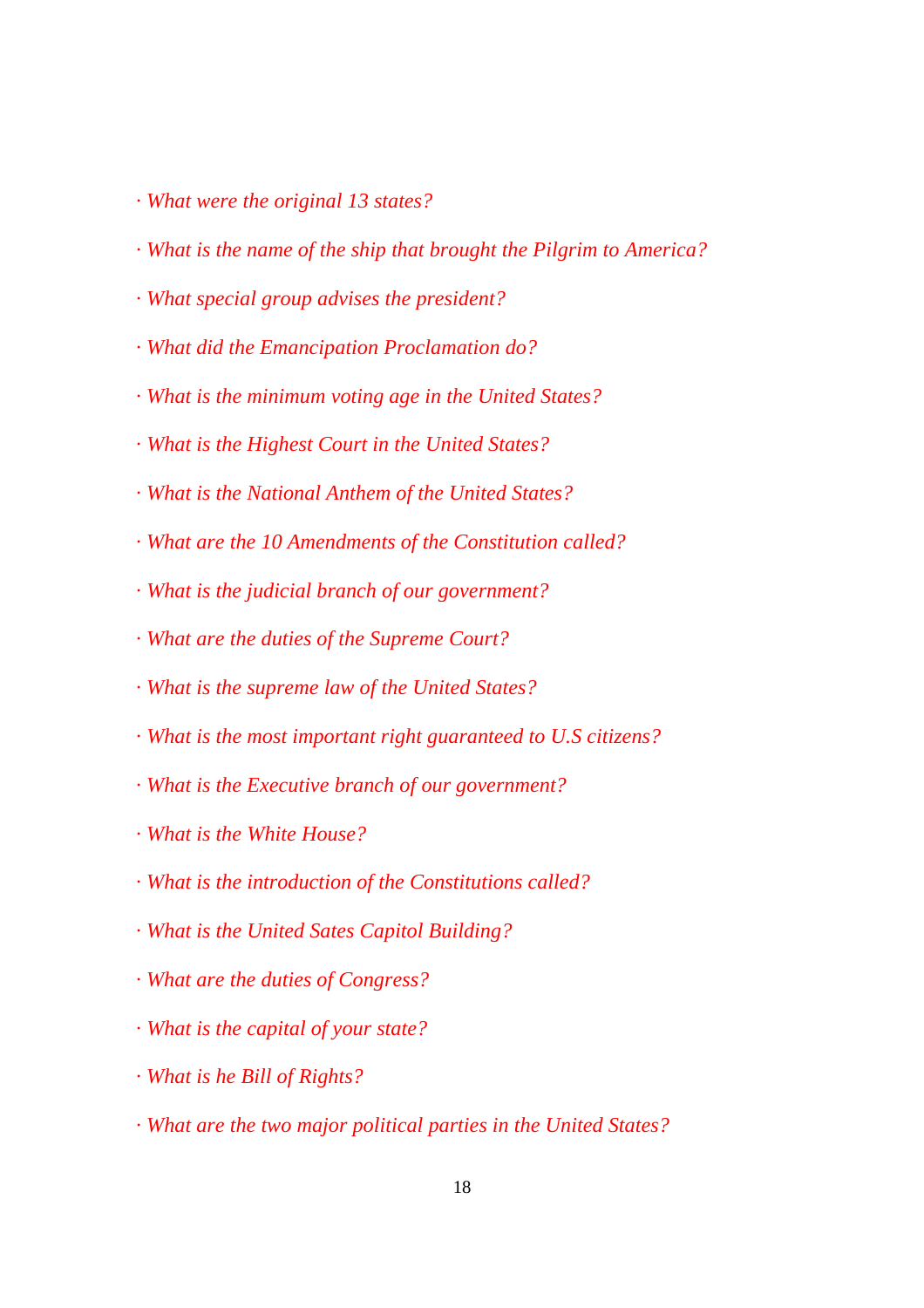- *What were the original 13 states?*
- *What is the name of the ship that brought the Pilgrim to America?*
- *What special group advises the president?*
- *What did the Emancipation Proclamation do?*
- *What is the minimum voting age in the United States?*
- *What is the Highest Court in the United States?*
- *What is the National Anthem of the United States?*
- *What are the 10 Amendments of the Constitution called?*
- *What is the judicial branch of our government?*
- *What are the duties of the Supreme Court?*
- *What is the supreme law of the United States?*
- *What is the most important right guaranteed to U.S citizens?*
- *What is the Executive branch of our government?*
- *What is the White House?*
- *What is the introduction of the Constitutions called?*
- *What is the United Sates Capitol Building?*
- *What are the duties of Congress?*
- *What is the capital of your state?*
- *What is he Bill of Rights?*
- *What are the two major political parties in the United States?*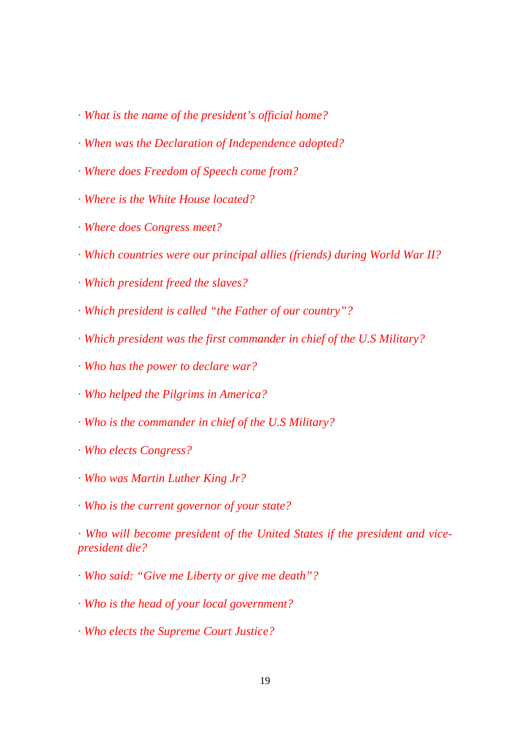*· What is the name of the president's official home?*

*· When was the Declaration of Independence adopted?*

*· Where does Freedom of Speech come from?*

*· Where is the White House located?*

*· Where does Congress meet?*

*· Which countries were our principal allies (friends) during World War II?*

*· Which president freed the slaves?*

*· Which president is called "the Father of our country"?*

*· Which president was the first commander in chief of the U.S Military?*

*· Who has the power to declare war?*

*· Who helped the Pilgrims in America?*

*· Who is the commander in chief of the U.S Military?*

*· Who elects Congress?*

*· Who was Martin Luther King Jr?*

*· Who is the current governor of your state?*

*· Who will become president of the United States if the president and vice-president die?*

*· Who said: "Give me Liberty or give me death"?*

*· Who is the head of your local government?*

*· Who elects the Supreme Court Justice?*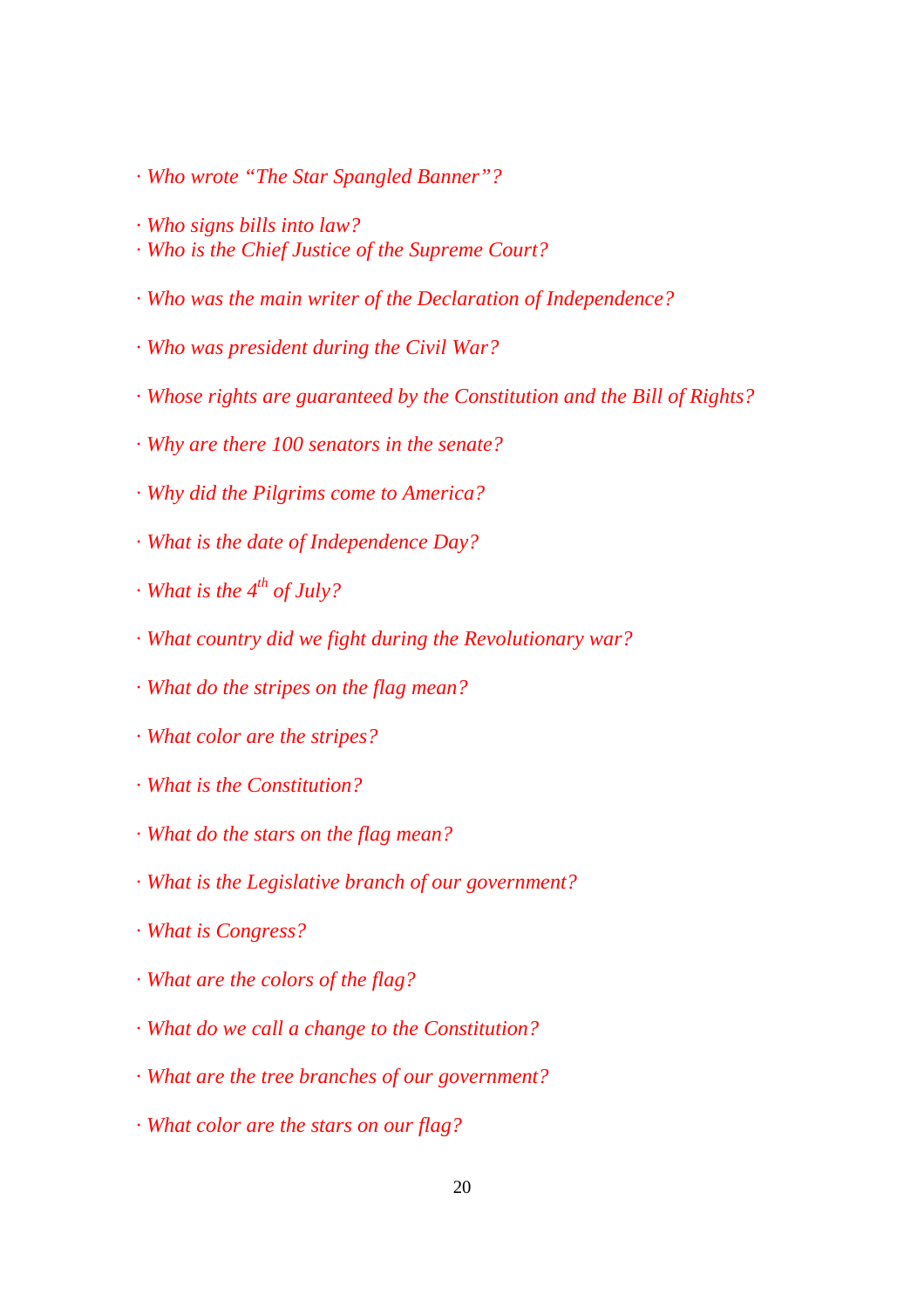- *Who wrote "The Star Spangled Banner"?*
- *Who signs bills into law?*
- *Who is the Chief Justice of the Supreme Court?*
- *Who was the main writer of the Declaration of Independence?*
- *Who was president during the Civil War?*
- *Whose rights are guaranteed by the Constitution and the Bill of Rights?*
- *Why are there 100 senators in the senate?*
- *Why did the Pilgrims come to America?*
- *What is the date of Independence Day?*
- *What is the 4th of July?*
- *What country did we fight during the Revolutionary war?*
- *What do the stripes on the flag mean?*
- *What color are the stripes?*
- *What is the Constitution?*
- *What do the stars on the flag mean?*
- *What is the Legislative branch of our government?*
- *What is Congress?*
- *What are the colors of the flag?*
- *What do we call a change to the Constitution?*
- *What are the tree branches of our government?*
- *What color are the stars on our flag?*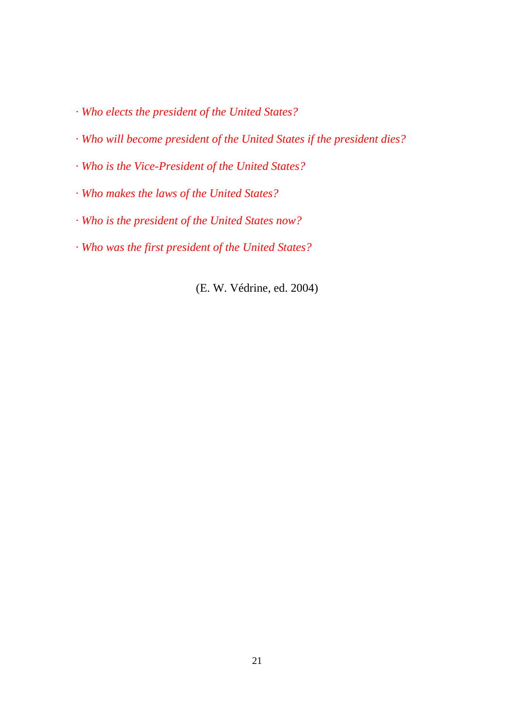· *Who elects the president of the United States?*

· *Who will become president of the United States if the president dies?*

· *Who is the Vice-President of the United States?*

· *Who makes the laws of the United States?*

· *Who is the president of the United States now?*

· *Who was the first president of the United States?*

(E. W. Védrine, ed. 2004)